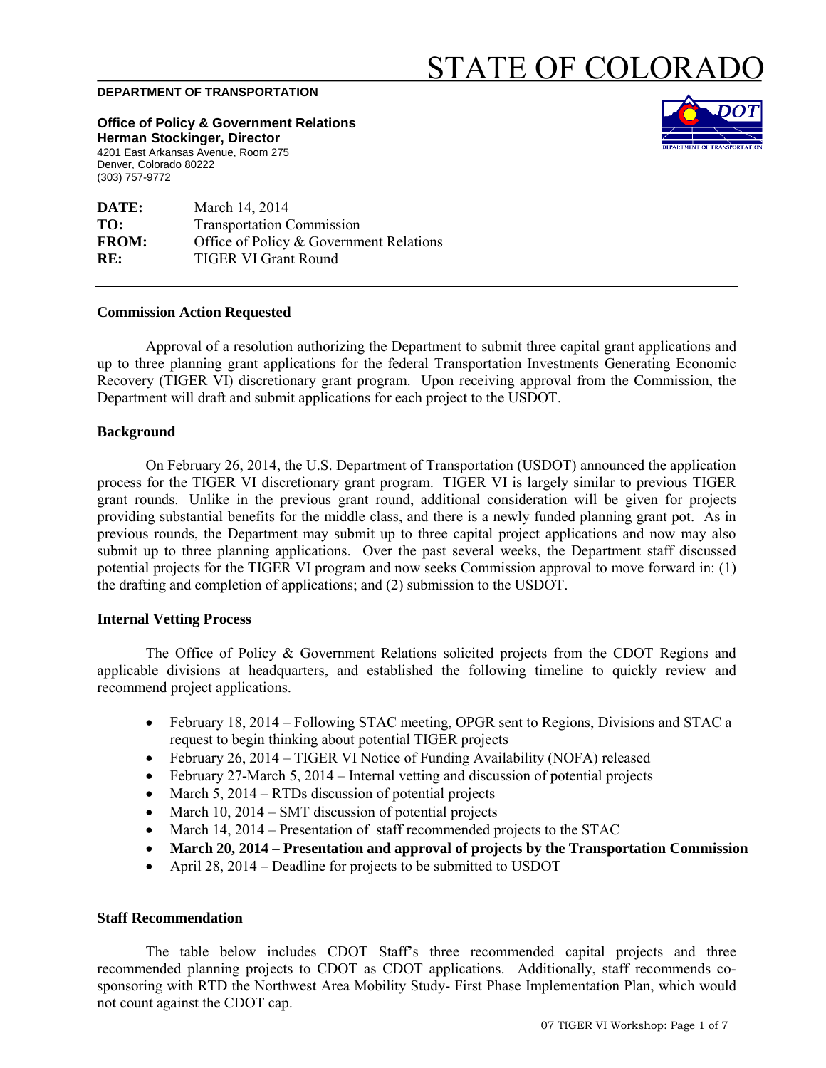# STATE OF COLORADO

**DEPARTMENT OF TRANSPORTATION**

**Office of Policy & Government Relations**
**Herman Stockinger, Director**
4201 East Arkansas Avenue, Room 275
Denver, Colorado 80222
(303) 757-9772

| | |
|---|---|
| **DATE:** | March 14, 2014 |
| **TO:** | Transportation Commission |
| **FROM:** | Office of Policy & Government Relations |
| **RE:** | TIGER VI Grant Round |

### Commission Action Requested

Approval of a resolution authorizing the Department to submit three capital grant applications and up to three planning grant applications for the federal Transportation Investments Generating Economic Recovery (TIGER VI) discretionary grant program. Upon receiving approval from the Commission, the Department will draft and submit applications for each project to the USDOT.

### Background

On February 26, 2014, the U.S. Department of Transportation (USDOT) announced the application process for the TIGER VI discretionary grant program. TIGER VI is largely similar to previous TIGER grant rounds. Unlike in the previous grant round, additional consideration will be given for projects providing substantial benefits for the middle class, and there is a newly funded planning grant pot. As in previous rounds, the Department may submit up to three capital project applications and now may also submit up to three planning applications. Over the past several weeks, the Department staff discussed potential projects for the TIGER VI program and now seeks Commission approval to move forward in: (1) the drafting and completion of applications; and (2) submission to the USDOT.

### Internal Vetting Process

The Office of Policy & Government Relations solicited projects from the CDOT Regions and applicable divisions at headquarters, and established the following timeline to quickly review and recommend project applications.

- February 18, 2014 – Following STAC meeting, OPGR sent to Regions, Divisions and STAC a request to begin thinking about potential TIGER projects
- February 26, 2014 – TIGER VI Notice of Funding Availability (NOFA) released
- February 27-March 5, 2014 – Internal vetting and discussion of potential projects
- March 5, 2014 – RTDs discussion of potential projects
- March 10, 2014 – SMT discussion of potential projects
- March 14, 2014 – Presentation of staff recommended projects to the STAC
- **March 20, 2014 – Presentation and approval of projects by the Transportation Commission**
- April 28, 2014 – Deadline for projects to be submitted to USDOT

### Staff Recommendation

The table below includes CDOT Staff's three recommended capital projects and three recommended planning projects to CDOT as CDOT applications. Additionally, staff recommends co-sponsoring with RTD the Northwest Area Mobility Study- First Phase Implementation Plan, which would not count against the CDOT cap.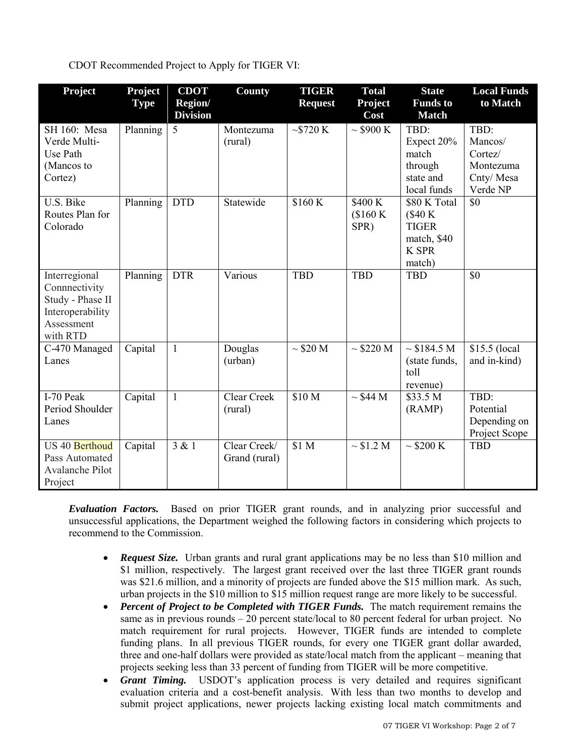CDOT Recommended Project to Apply for TIGER VI:

| Project | Project Type | CDOT Region/ Division | County | TIGER Request | Total Project Cost | State Funds to Match | Local Funds to Match |
|---|---|---|---|---|---|---|---|
| SH 160: Mesa Verde Multi-Use Path (Mancos to Cortez) | Planning | 5 | Montezuma (rural) | ~$720 K | ~ $900 K | TBD: Expect 20% match through state and local funds | TBD: Mancos/ Cortez/ Montezuma Cnty/ Mesa Verde NP |
| U.S. Bike Routes Plan for Colorado | Planning | DTD | Statewide | $160 K | $400 K ($160 K SPR) | $80 K Total ($40 K TIGER match, $40 K SPR match) | $0 |
| Interregional Connnectivity Study - Phase II Interoperability Assessment with RTD | Planning | DTR | Various | TBD | TBD | TBD | $0 |
| C-470 Managed Lanes | Capital | 1 | Douglas (urban) | ~ $20 M | ~ $220 M | ~ $184.5 M (state funds, toll revenue) | $15.5 (local and in-kind) |
| I-70 Peak Period Shoulder Lanes | Capital | 1 | Clear Creek (rural) | $10 M | ~ $44 M | $33.5 M (RAMP) | TBD: Potential Depending on Project Scope |
| US 40 Berthoud Pass Automated Avalanche Pilot Project | Capital | 3 & 1 | Clear Creek/ Grand (rural) | $1 M | ~ $1.2 M | ~ $200 K | TBD |

***Evaluation Factors.*** Based on prior TIGER grant rounds, and in analyzing prior successful and unsuccessful applications, the Department weighed the following factors in considering which projects to recommend to the Commission.

- ***Request Size.*** Urban grants and rural grant applications may be no less than $10 million and $1 million, respectively. The largest grant received over the last three TIGER grant rounds was $21.6 million, and a minority of projects are funded above the $15 million mark. As such, urban projects in the $10 million to $15 million request range are more likely to be successful.
- ***Percent of Project to be Completed with TIGER Funds.*** The match requirement remains the same as in previous rounds – 20 percent state/local to 80 percent federal for urban project. No match requirement for rural projects. However, TIGER funds are intended to complete funding plans. In all previous TIGER rounds, for every one TIGER grant dollar awarded, three and one-half dollars were provided as state/local match from the applicant – meaning that projects seeking less than 33 percent of funding from TIGER will be more competitive.
- ***Grant Timing.*** USDOT's application process is very detailed and requires significant evaluation criteria and a cost-benefit analysis. With less than two months to develop and submit project applications, newer projects lacking existing local match commitments and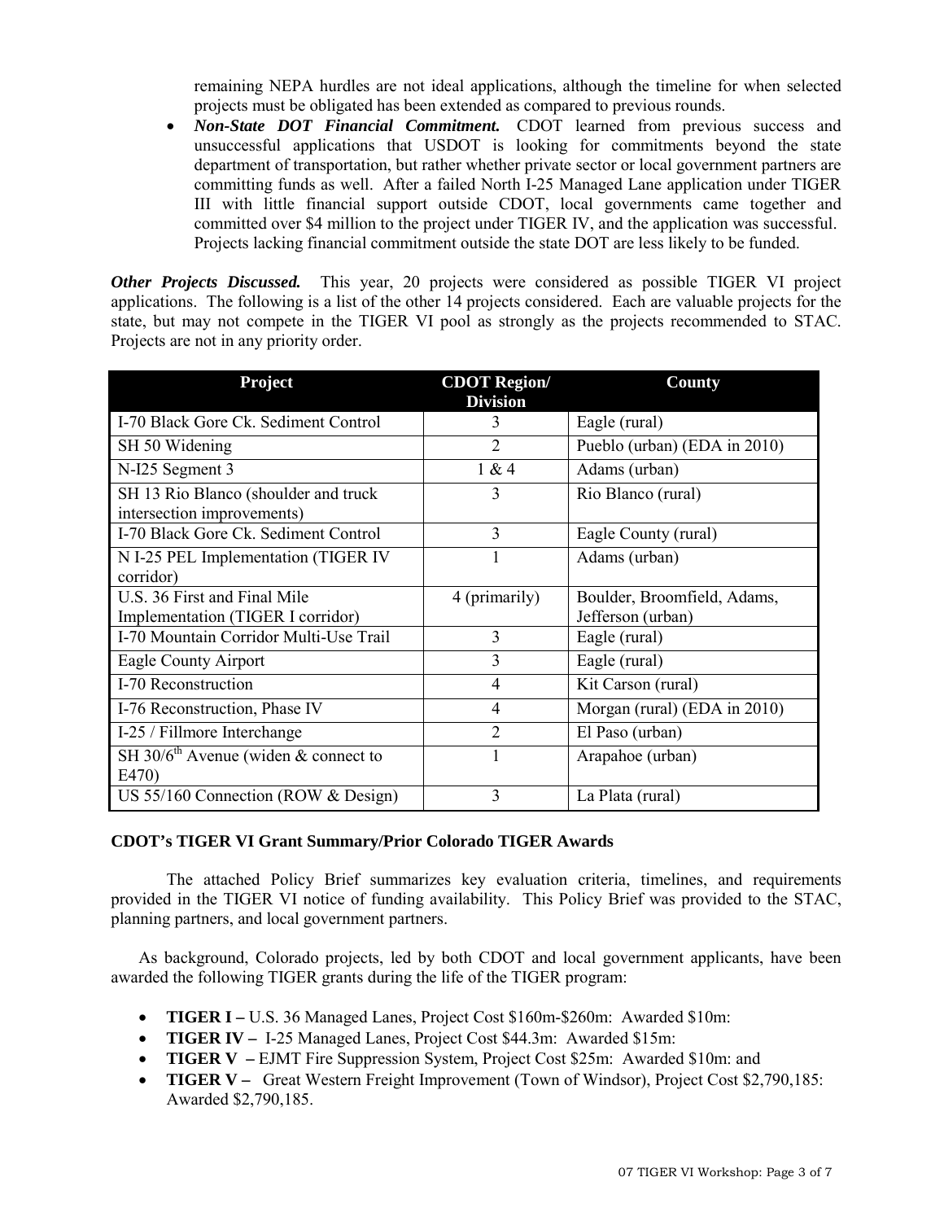remaining NEPA hurdles are not ideal applications, although the timeline for when selected projects must be obligated has been extended as compared to previous rounds.

- ***Non-State DOT Financial Commitment.*** CDOT learned from previous success and unsuccessful applications that USDOT is looking for commitments beyond the state department of transportation, but rather whether private sector or local government partners are committing funds as well. After a failed North I-25 Managed Lane application under TIGER III with little financial support outside CDOT, local governments came together and committed over $4 million to the project under TIGER IV, and the application was successful. Projects lacking financial commitment outside the state DOT are less likely to be funded.

***Other Projects Discussed.*** This year, 20 projects were considered as possible TIGER VI project applications. The following is a list of the other 14 projects considered. Each are valuable projects for the state, but may not compete in the TIGER VI pool as strongly as the projects recommended to STAC. Projects are not in any priority order.

| Project | CDOT Region/ Division | County |
|---|---|---|
| I-70 Black Gore Ck. Sediment Control | 3 | Eagle (rural) |
| SH 50 Widening | 2 | Pueblo (urban) (EDA in 2010) |
| N-I25 Segment 3 | 1 & 4 | Adams (urban) |
| SH 13 Rio Blanco (shoulder and truck intersection improvements) | 3 | Rio Blanco (rural) |
| I-70 Black Gore Ck. Sediment Control | 3 | Eagle County (rural) |
| N I-25 PEL Implementation (TIGER IV corridor) | 1 | Adams (urban) |
| U.S. 36 First and Final Mile Implementation (TIGER I corridor) | 4 (primarily) | Boulder, Broomfield, Adams, Jefferson (urban) |
| I-70 Mountain Corridor Multi-Use Trail | 3 | Eagle (rural) |
| Eagle County Airport | 3 | Eagle (rural) |
| I-70 Reconstruction | 4 | Kit Carson (rural) |
| I-76 Reconstruction, Phase IV | 4 | Morgan (rural) (EDA in 2010) |
| I-25 / Fillmore Interchange | 2 | El Paso (urban) |
| SH 30/6th Avenue (widen & connect to E470) | 1 | Arapahoe (urban) |
| US 55/160 Connection (ROW & Design) | 3 | La Plata (rural) |

**CDOT's TIGER VI Grant Summary/Prior Colorado TIGER Awards**

The attached Policy Brief summarizes key evaluation criteria, timelines, and requirements provided in the TIGER VI notice of funding availability. This Policy Brief was provided to the STAC, planning partners, and local government partners.

As background, Colorado projects, led by both CDOT and local government applicants, have been awarded the following TIGER grants during the life of the TIGER program:

- **TIGER I –** U.S. 36 Managed Lanes, Project Cost $160m-$260m: Awarded $10m:
- **TIGER IV –** I-25 Managed Lanes, Project Cost $44.3m: Awarded $15m:
- **TIGER V –** EJMT Fire Suppression System, Project Cost $25m: Awarded $10m: and
- **TIGER V –** Great Western Freight Improvement (Town of Windsor), Project Cost $2,790,185: Awarded $2,790,185.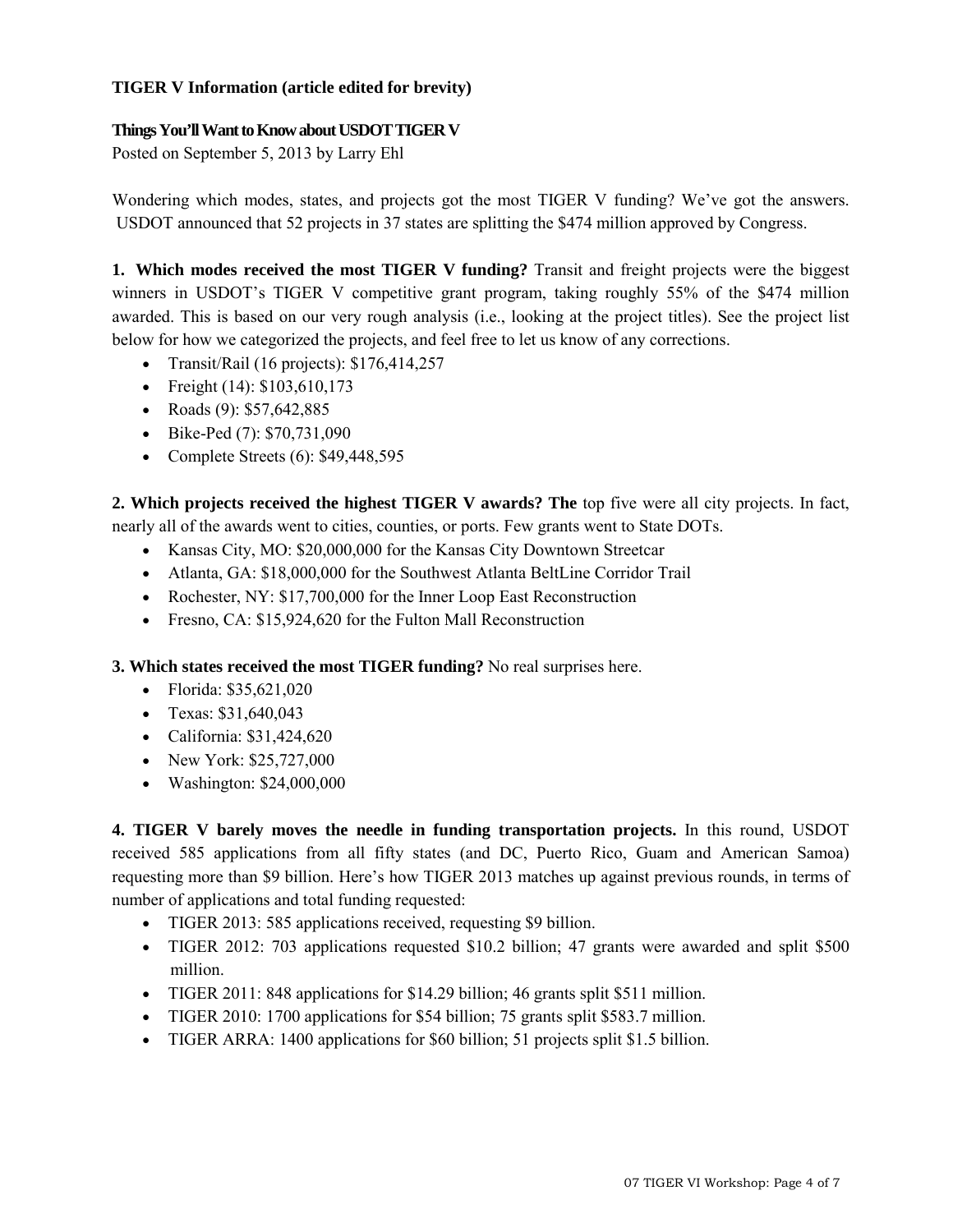**TIGER V Information (article edited for brevity)**

**Things You'll Want to Know about USDOT TIGER V**

Posted on September 5, 2013 by Larry Ehl

Wondering which modes, states, and projects got the most TIGER V funding? We've got the answers. USDOT announced that 52 projects in 37 states are splitting the $474 million approved by Congress.

**1. Which modes received the most TIGER V funding?** Transit and freight projects were the biggest winners in USDOT's TIGER V competitive grant program, taking roughly 55% of the $474 million awarded. This is based on our very rough analysis (i.e., looking at the project titles). See the project list below for how we categorized the projects, and feel free to let us know of any corrections.

- Transit/Rail (16 projects): $176,414,257
- Freight (14): $103,610,173
- Roads (9): $57,642,885
- Bike-Ped (7): $70,731,090
- Complete Streets (6): $49,448,595

**2. Which projects received the highest TIGER V awards? The** top five were all city projects. In fact, nearly all of the awards went to cities, counties, or ports. Few grants went to State DOTs.

- Kansas City, MO: $20,000,000 for the Kansas City Downtown Streetcar
- Atlanta, GA: $18,000,000 for the Southwest Atlanta BeltLine Corridor Trail
- Rochester, NY: $17,700,000 for the Inner Loop East Reconstruction
- Fresno, CA: $15,924,620 for the Fulton Mall Reconstruction

**3. Which states received the most TIGER funding?** No real surprises here.

- Florida: $35,621,020
- Texas: $31,640,043
- California: $31,424,620
- New York: $25,727,000
- Washington: $24,000,000

**4. TIGER V barely moves the needle in funding transportation projects.** In this round, USDOT received 585 applications from all fifty states (and DC, Puerto Rico, Guam and American Samoa) requesting more than $9 billion. Here's how TIGER 2013 matches up against previous rounds, in terms of number of applications and total funding requested:

- TIGER 2013: 585 applications received, requesting $9 billion.
- TIGER 2012: 703 applications requested $10.2 billion; 47 grants were awarded and split $500 million.
- TIGER 2011: 848 applications for $14.29 billion; 46 grants split $511 million.
- TIGER 2010: 1700 applications for $54 billion; 75 grants split $583.7 million.
- TIGER ARRA: 1400 applications for $60 billion; 51 projects split $1.5 billion.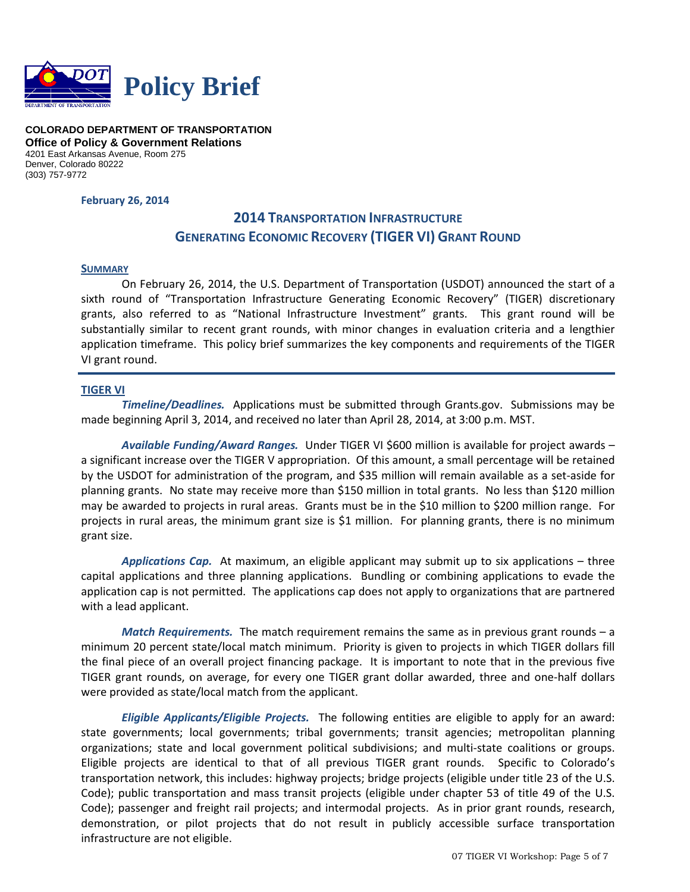# Policy Brief

**COLORADO DEPARTMENT OF TRANSPORTATION**
**Office of Policy & Government Relations**
4201 East Arkansas Avenue, Room 275
Denver, Colorado 80222
(303) 757-9772

**February 26, 2014**

## 2014 TRANSPORTATION INFRASTRUCTURE GENERATING ECONOMIC RECOVERY (TIGER VI) GRANT ROUND

### SUMMARY

On February 26, 2014, the U.S. Department of Transportation (USDOT) announced the start of a sixth round of "Transportation Infrastructure Generating Economic Recovery" (TIGER) discretionary grants, also referred to as "National Infrastructure Investment" grants. This grant round will be substantially similar to recent grant rounds, with minor changes in evaluation criteria and a lengthier application timeframe. This policy brief summarizes the key components and requirements of the TIGER VI grant round.

---

### TIGER VI

***Timeline/Deadlines.*** Applications must be submitted through Grants.gov. Submissions may be made beginning April 3, 2014, and received no later than April 28, 2014, at 3:00 p.m. MST.

***Available Funding/Award Ranges.*** Under TIGER VI $600 million is available for project awards – a significant increase over the TIGER V appropriation. Of this amount, a small percentage will be retained by the USDOT for administration of the program, and $35 million will remain available as a set-aside for planning grants. No state may receive more than $150 million in total grants. No less than $120 million may be awarded to projects in rural areas. Grants must be in the $10 million to $200 million range. For projects in rural areas, the minimum grant size is $1 million. For planning grants, there is no minimum grant size.

***Applications Cap.*** At maximum, an eligible applicant may submit up to six applications – three capital applications and three planning applications. Bundling or combining applications to evade the application cap is not permitted. The applications cap does not apply to organizations that are partnered with a lead applicant.

***Match Requirements.*** The match requirement remains the same as in previous grant rounds – a minimum 20 percent state/local match minimum. Priority is given to projects in which TIGER dollars fill the final piece of an overall project financing package. It is important to note that in the previous five TIGER grant rounds, on average, for every one TIGER grant dollar awarded, three and one-half dollars were provided as state/local match from the applicant.

***Eligible Applicants/Eligible Projects.*** The following entities are eligible to apply for an award: state governments; local governments; tribal governments; transit agencies; metropolitan planning organizations; state and local government political subdivisions; and multi-state coalitions or groups. Eligible projects are identical to that of all previous TIGER grant rounds. Specific to Colorado's transportation network, this includes: highway projects; bridge projects (eligible under title 23 of the U.S. Code); public transportation and mass transit projects (eligible under chapter 53 of title 49 of the U.S. Code); passenger and freight rail projects; and intermodal projects. As in prior grant rounds, research, demonstration, or pilot projects that do not result in publicly accessible surface transportation infrastructure are not eligible.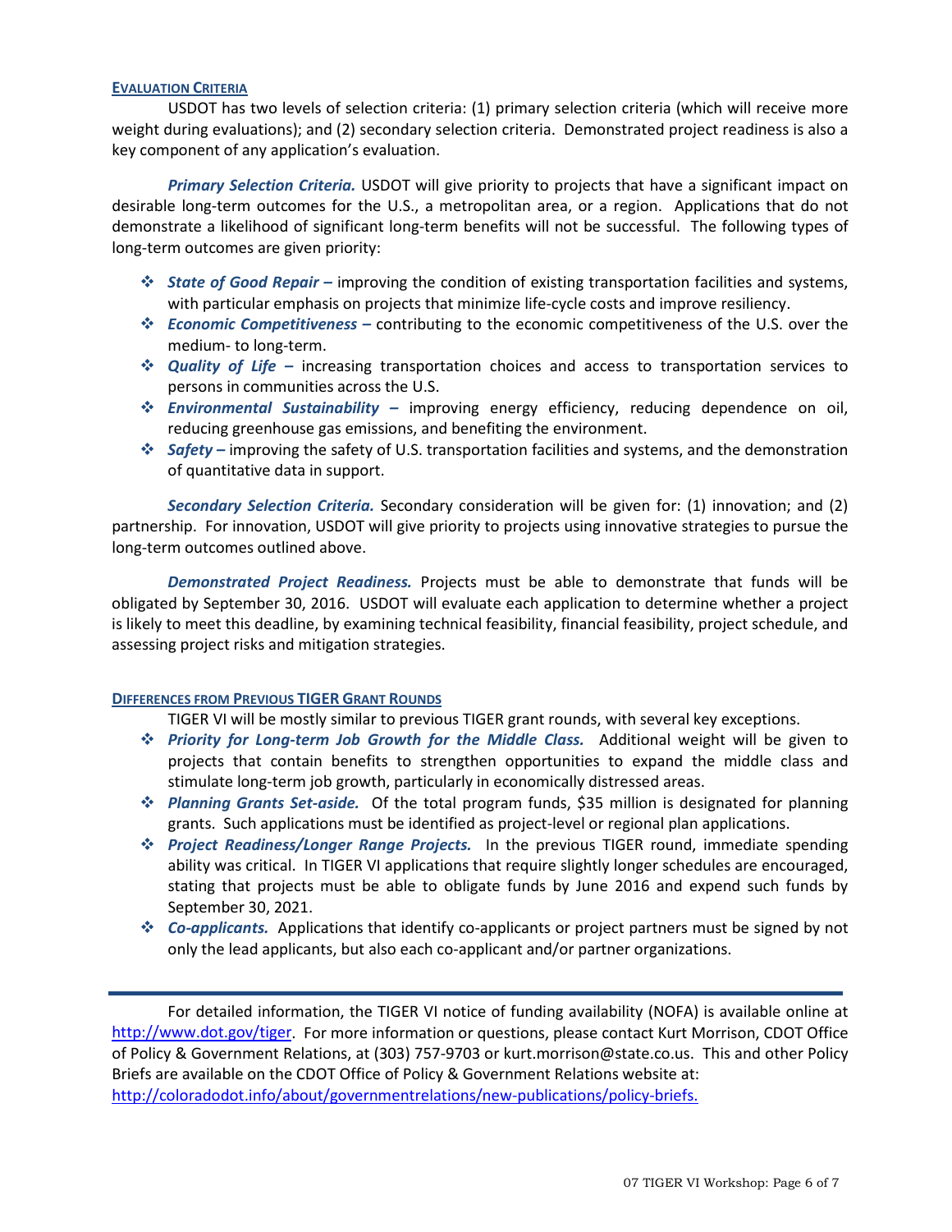## EVALUATION CRITERIA

USDOT has two levels of selection criteria: (1) primary selection criteria (which will receive more weight during evaluations); and (2) secondary selection criteria. Demonstrated project readiness is also a key component of any application's evaluation.

***Primary Selection Criteria.*** USDOT will give priority to projects that have a significant impact on desirable long-term outcomes for the U.S., a metropolitan area, or a region. Applications that do not demonstrate a likelihood of significant long-term benefits will not be successful. The following types of long-term outcomes are given priority:

- ***State of Good Repair –*** improving the condition of existing transportation facilities and systems, with particular emphasis on projects that minimize life-cycle costs and improve resiliency.
- ***Economic Competitiveness –*** contributing to the economic competitiveness of the U.S. over the medium- to long-term.
- ***Quality of Life –*** increasing transportation choices and access to transportation services to persons in communities across the U.S.
- ***Environmental Sustainability –*** improving energy efficiency, reducing dependence on oil, reducing greenhouse gas emissions, and benefiting the environment.
- ***Safety –*** improving the safety of U.S. transportation facilities and systems, and the demonstration of quantitative data in support.

***Secondary Selection Criteria.*** Secondary consideration will be given for: (1) innovation; and (2) partnership. For innovation, USDOT will give priority to projects using innovative strategies to pursue the long-term outcomes outlined above.

***Demonstrated Project Readiness.*** Projects must be able to demonstrate that funds will be obligated by September 30, 2016. USDOT will evaluate each application to determine whether a project is likely to meet this deadline, by examining technical feasibility, financial feasibility, project schedule, and assessing project risks and mitigation strategies.

## DIFFERENCES FROM PREVIOUS TIGER GRANT ROUNDS

TIGER VI will be mostly similar to previous TIGER grant rounds, with several key exceptions.

- ***Priority for Long-term Job Growth for the Middle Class.*** Additional weight will be given to projects that contain benefits to strengthen opportunities to expand the middle class and stimulate long-term job growth, particularly in economically distressed areas.
- ***Planning Grants Set-aside.*** Of the total program funds, $35 million is designated for planning grants. Such applications must be identified as project-level or regional plan applications.
- ***Project Readiness/Longer Range Projects.*** In the previous TIGER round, immediate spending ability was critical. In TIGER VI applications that require slightly longer schedules are encouraged, stating that projects must be able to obligate funds by June 2016 and expend such funds by September 30, 2021.
- ***Co-applicants.*** Applications that identify co-applicants or project partners must be signed by not only the lead applicants, but also each co-applicant and/or partner organizations.

---

For detailed information, the TIGER VI notice of funding availability (NOFA) is available online at http://www.dot.gov/tiger. For more information or questions, please contact Kurt Morrison, CDOT Office of Policy & Government Relations, at (303) 757-9703 or kurt.morrison@state.co.us. This and other Policy Briefs are available on the CDOT Office of Policy & Government Relations website at: http://coloradodot.info/about/governmentrelations/new-publications/policy-briefs.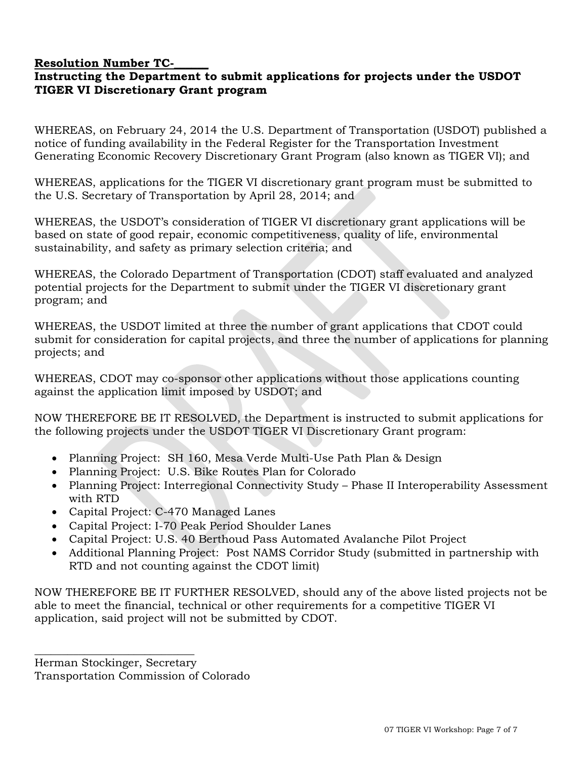**Resolution Number TC-\_\_\_\_\_\_**
**Instructing the Department to submit applications for projects under the USDOT TIGER VI Discretionary Grant program**

WHEREAS, on February 24, 2014 the U.S. Department of Transportation (USDOT) published a notice of funding availability in the Federal Register for the Transportation Investment Generating Economic Recovery Discretionary Grant Program (also known as TIGER VI); and

WHEREAS, applications for the TIGER VI discretionary grant program must be submitted to the U.S. Secretary of Transportation by April 28, 2014; and

WHEREAS, the USDOT's consideration of TIGER VI discretionary grant applications will be based on state of good repair, economic competitiveness, quality of life, environmental sustainability, and safety as primary selection criteria; and

WHEREAS, the Colorado Department of Transportation (CDOT) staff evaluated and analyzed potential projects for the Department to submit under the TIGER VI discretionary grant program; and

WHEREAS, the USDOT limited at three the number of grant applications that CDOT could submit for consideration for capital projects, and three the number of applications for planning projects; and

WHEREAS, CDOT may co-sponsor other applications without those applications counting against the application limit imposed by USDOT; and

NOW THEREFORE BE IT RESOLVED, the Department is instructed to submit applications for the following projects under the USDOT TIGER VI Discretionary Grant program:

- Planning Project: SH 160, Mesa Verde Multi-Use Path Plan & Design
- Planning Project: U.S. Bike Routes Plan for Colorado
- Planning Project: Interregional Connectivity Study – Phase II Interoperability Assessment with RTD
- Capital Project: C-470 Managed Lanes
- Capital Project: I-70 Peak Period Shoulder Lanes
- Capital Project: U.S. 40 Berthoud Pass Automated Avalanche Pilot Project
- Additional Planning Project: Post NAMS Corridor Study (submitted in partnership with RTD and not counting against the CDOT limit)

NOW THEREFORE BE IT FURTHER RESOLVED, should any of the above listed projects not be able to meet the financial, technical or other requirements for a competitive TIGER VI application, said project will not be submitted by CDOT.

\_\_\_\_\_\_\_\_\_\_\_\_\_\_\_\_\_\_\_\_\_\_\_\_\_\_\_\_\_\_

Herman Stockinger, Secretary
Transportation Commission of Colorado